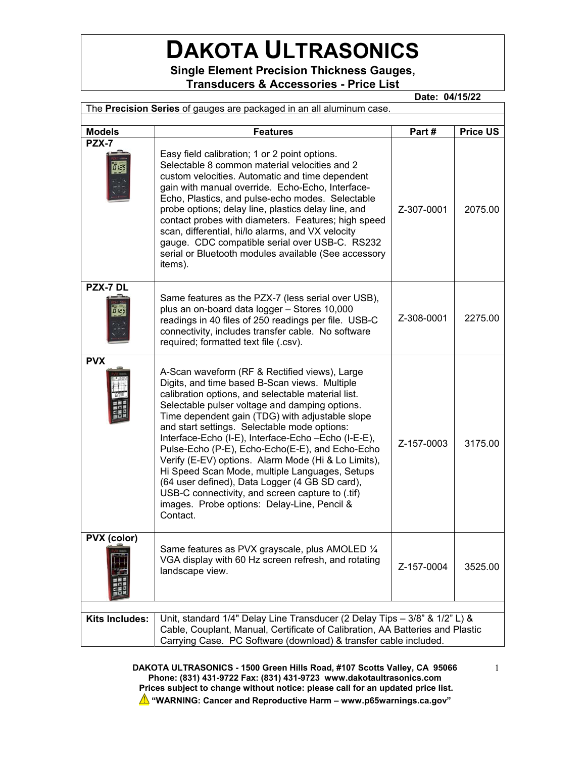# DAKOTA ULTRASONICS

## Single Element Precision Thickness Gauges, Transducers & Accessories - Price List

**Date: 04/15/22**

The **Precision Series** of gauges are packaged in an all aluminum case.

| Models | Features | Part # | Price US |
|---|---|---|---|
| **PZX-7** | Easy field calibration; 1 or 2 point options. Selectable 8 common material velocities and 2 custom velocities. Automatic and time dependent gain with manual override. Echo-Echo, Interface-Echo, Plastics, and pulse-echo modes. Selectable probe options; delay line, plastics delay line, and contact probes with diameters. Features; high speed scan, differential, hi/lo alarms, and VX velocity gauge. CDC compatible serial over USB-C. RS232 serial or Bluetooth modules available (See accessory items). | Z-307-0001 | 2075.00 |
| **PZX-7 DL** | Same features as the PZX-7 (less serial over USB), plus an on-board data logger – Stores 10,000 readings in 40 files of 250 readings per file. USB-C connectivity, includes transfer cable. No software required; formatted text file (.csv). | Z-308-0001 | 2275.00 |
| **PVX** | A-Scan waveform (RF & Rectified views), Large Digits, and time based B-Scan views. Multiple calibration options, and selectable material list. Selectable pulser voltage and damping options. Time dependent gain (TDG) with adjustable slope and start settings. Selectable mode options: Interface-Echo (I-E), Interface-Echo –Echo (I-E-E), Pulse-Echo (P-E), Echo-Echo(E-E), and Echo-Echo Verify (E-EV) options. Alarm Mode (Hi & Lo Limits), Hi Speed Scan Mode, multiple Languages, Setups (64 user defined), Data Logger (4 GB SD card), USB-C connectivity, and screen capture to (.tif) images. Probe options: Delay-Line, Pencil & Contact. | Z-157-0003 | 3175.00 |
| **PVX (color)** | Same features as PVX grayscale, plus AMOLED ¼ VGA display with 60 Hz screen refresh, and rotating landscape view. | Z-157-0004 | 3525.00 |
| **Kits Includes:** | Unit, standard 1/4" Delay Line Transducer (2 Delay Tips – 3/8" & 1/2" L) & Cable, Couplant, Manual, Certificate of Calibration, AA Batteries and Plastic Carrying Case. PC Software (download) & transfer cable included. | | |

**DAKOTA ULTRASONICS - 1500 Green Hills Road, #107 Scotts Valley, CA 95066**
**Phone: (831) 431-9722 Fax: (831) 431-9723 www.dakotaultrasonics.com**
**Prices subject to change without notice: please call for an updated price list.**
**⚠ "WARNING: Cancer and Reproductive Harm – www.p65warnings.ca.gov"**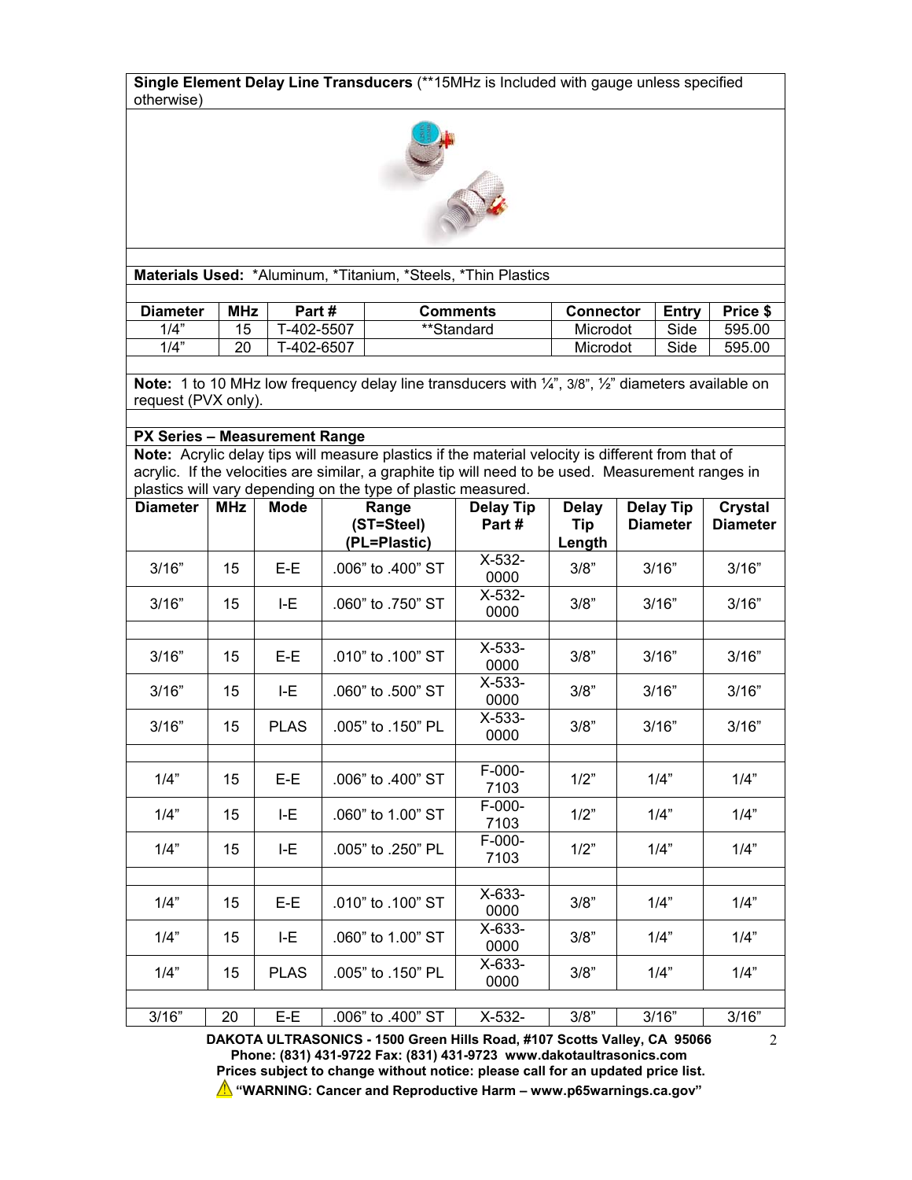**Single Element Delay Line Transducers** (**15MHz is Included with gauge unless specified otherwise)

**Materials Used:** *Aluminum, *Titanium, *Steels, *Thin Plastics

| Diameter | MHz | Part # | Comments | Connector | Entry | Price $ |
|---|---|---|---|---|---|---|
| 1/4" | 15 | T-402-5507 | **Standard | Microdot | Side | 595.00 |
| 1/4" | 20 | T-402-6507 | | Microdot | Side | 595.00 |

**Note:** 1 to 10 MHz low frequency delay line transducers with ¼", 3/8", ½" diameters available on request (PVX only).

**PX Series – Measurement Range**

**Note:** Acrylic delay tips will measure plastics if the material velocity is different from that of acrylic. If the velocities are similar, a graphite tip will need to be used. Measurement ranges in plastics will vary depending on the type of plastic measured.

| Diameter | MHz | Mode | Range (ST=Steel) (PL=Plastic) | Delay Tip Part # | Delay Tip Length | Delay Tip Diameter | Crystal Diameter |
|---|---|---|---|---|---|---|---|
| 3/16" | 15 | E-E | .006" to .400" ST | X-532-0000 | 3/8" | 3/16" | 3/16" |
| 3/16" | 15 | I-E | .060" to .750" ST | X-532-0000 | 3/8" | 3/16" | 3/16" |
| | | | | | | | |
| 3/16" | 15 | E-E | .010" to .100" ST | X-533-0000 | 3/8" | 3/16" | 3/16" |
| 3/16" | 15 | I-E | .060" to .500" ST | X-533-0000 | 3/8" | 3/16" | 3/16" |
| 3/16" | 15 | PLAS | .005" to .150" PL | X-533-0000 | 3/8" | 3/16" | 3/16" |
| | | | | | | | |
| 1/4" | 15 | E-E | .006" to .400" ST | F-000-7103 | 1/2" | 1/4" | 1/4" |
| 1/4" | 15 | I-E | .060" to 1.00" ST | F-000-7103 | 1/2" | 1/4" | 1/4" |
| 1/4" | 15 | I-E | .005" to .250" PL | F-000-7103 | 1/2" | 1/4" | 1/4" |
| | | | | | | | |
| 1/4" | 15 | E-E | .010" to .100" ST | X-633-0000 | 3/8" | 1/4" | 1/4" |
| 1/4" | 15 | I-E | .060" to 1.00" ST | X-633-0000 | 3/8" | 1/4" | 1/4" |
| 1/4" | 15 | PLAS | .005" to .150" PL | X-633-0000 | 3/8" | 1/4" | 1/4" |
| | | | | | | | |
| 3/16" | 20 | E-E | .006" to .400" ST | X-532- | 3/8" | 3/16" | 3/16" |

**DAKOTA ULTRASONICS - 1500 Green Hills Road, #107 Scotts Valley, CA 95066**
**Phone: (831) 431-9722 Fax: (831) 431-9723 www.dakotaultrasonics.com**
**Prices subject to change without notice: please call for an updated price list.**
**"WARNING: Cancer and Reproductive Harm – www.p65warnings.ca.gov"**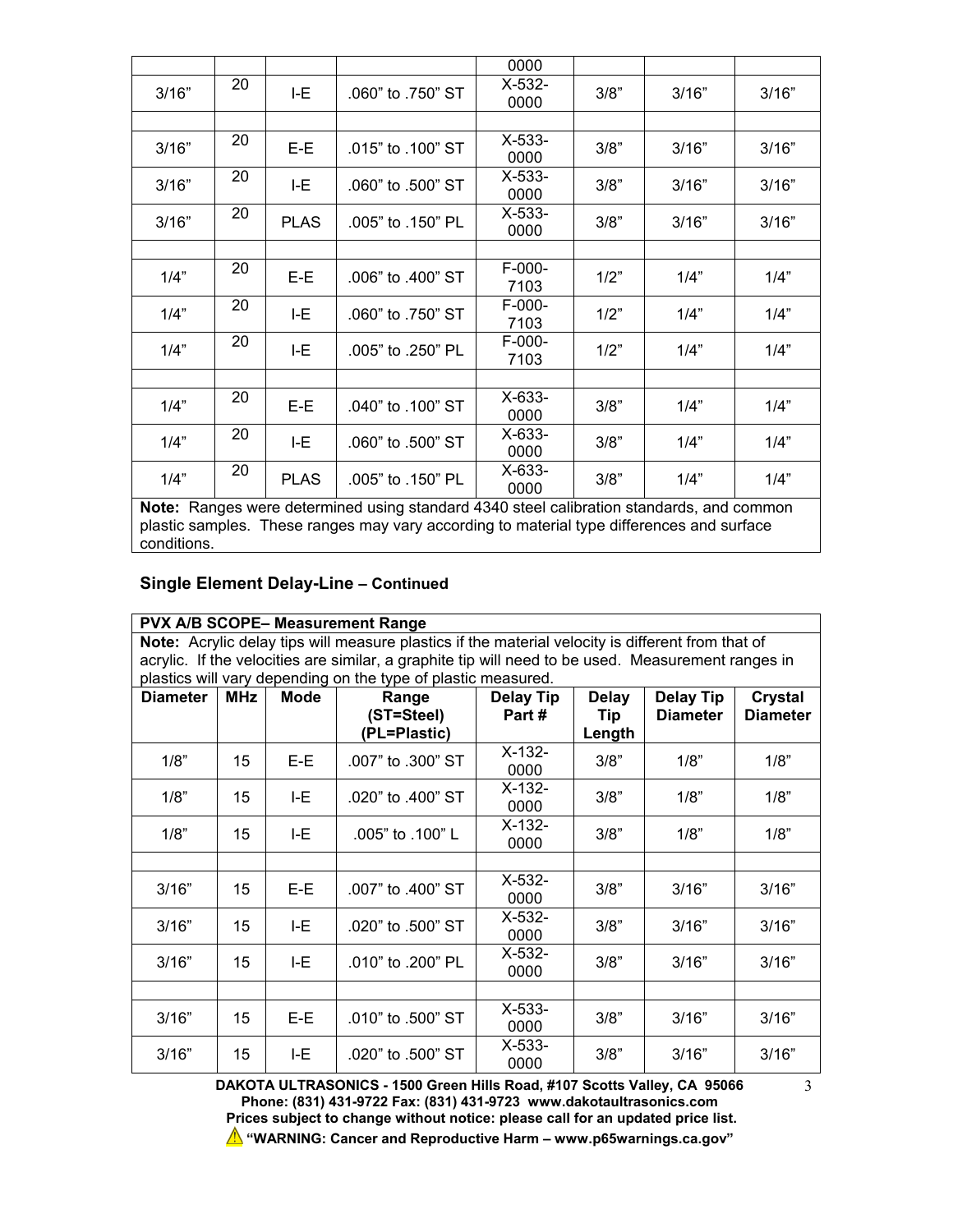| | | | | 0000 | | | |
|---|---|---|---|---|---|---|---|
| 3/16” | 20 | I-E | .060” to .750” ST | X-532-0000 | 3/8” | 3/16” | 3/16” |
| | | | | | | | |
| 3/16” | 20 | E-E | .015” to .100” ST | X-533-0000 | 3/8” | 3/16” | 3/16” |
| 3/16” | 20 | I-E | .060” to .500” ST | X-533-0000 | 3/8” | 3/16” | 3/16” |
| 3/16” | 20 | PLAS | .005” to .150” PL | X-533-0000 | 3/8” | 3/16” | 3/16” |
| | | | | | | | |
| 1/4” | 20 | E-E | .006” to .400” ST | F-000-7103 | 1/2” | 1/4” | 1/4” |
| 1/4” | 20 | I-E | .060” to .750” ST | F-000-7103 | 1/2” | 1/4” | 1/4” |
| 1/4” | 20 | I-E | .005” to .250” PL | F-000-7103 | 1/2” | 1/4” | 1/4” |
| | | | | | | | |
| 1/4” | 20 | E-E | .040” to .100” ST | X-633-0000 | 3/8” | 1/4” | 1/4” |
| 1/4” | 20 | I-E | .060” to .500” ST | X-633-0000 | 3/8” | 1/4” | 1/4” |
| 1/4” | 20 | PLAS | .005” to .150” PL | X-633-0000 | 3/8” | 1/4” | 1/4” |

**Note:** Ranges were determined using standard 4340 steel calibration standards, and common plastic samples. These ranges may vary according to material type differences and surface conditions.

### Single Element Delay-Line – Continued

**PVX A/B SCOPE– Measurement Range**

**Note:** Acrylic delay tips will measure plastics if the material velocity is different from that of acrylic. If the velocities are similar, a graphite tip will need to be used. Measurement ranges in plastics will vary depending on the type of plastic measured.

| Diameter | MHz | Mode | Range (ST=Steel) (PL=Plastic) | Delay Tip Part # | Delay Tip Length | Delay Tip Diameter | Crystal Diameter |
|---|---|---|---|---|---|---|---|
| 1/8” | 15 | E-E | .007” to .300” ST | X-132-0000 | 3/8” | 1/8” | 1/8” |
| 1/8” | 15 | I-E | .020” to .400” ST | X-132-0000 | 3/8” | 1/8” | 1/8” |
| 1/8” | 15 | I-E | .005” to .100” L | X-132-0000 | 3/8” | 1/8” | 1/8” |
| | | | | | | | |
| 3/16” | 15 | E-E | .007” to .400” ST | X-532-0000 | 3/8” | 3/16” | 3/16” |
| 3/16” | 15 | I-E | .020” to .500” ST | X-532-0000 | 3/8” | 3/16” | 3/16” |
| 3/16” | 15 | I-E | .010” to .200” PL | X-532-0000 | 3/8” | 3/16” | 3/16” |
| | | | | | | | |
| 3/16” | 15 | E-E | .010” to .500” ST | X-533-0000 | 3/8” | 3/16” | 3/16” |
| 3/16” | 15 | I-E | .020” to .500” ST | X-533-0000 | 3/8” | 3/16” | 3/16” |

**DAKOTA ULTRASONICS - 1500 Green Hills Road, #107 Scotts Valley, CA 95066**
**Phone: (831) 431-9722 Fax: (831) 431-9723 www.dakotaultrasonics.com**
**Prices subject to change without notice: please call for an updated price list.**
**⚠ “WARNING: Cancer and Reproductive Harm – www.p65warnings.ca.gov”**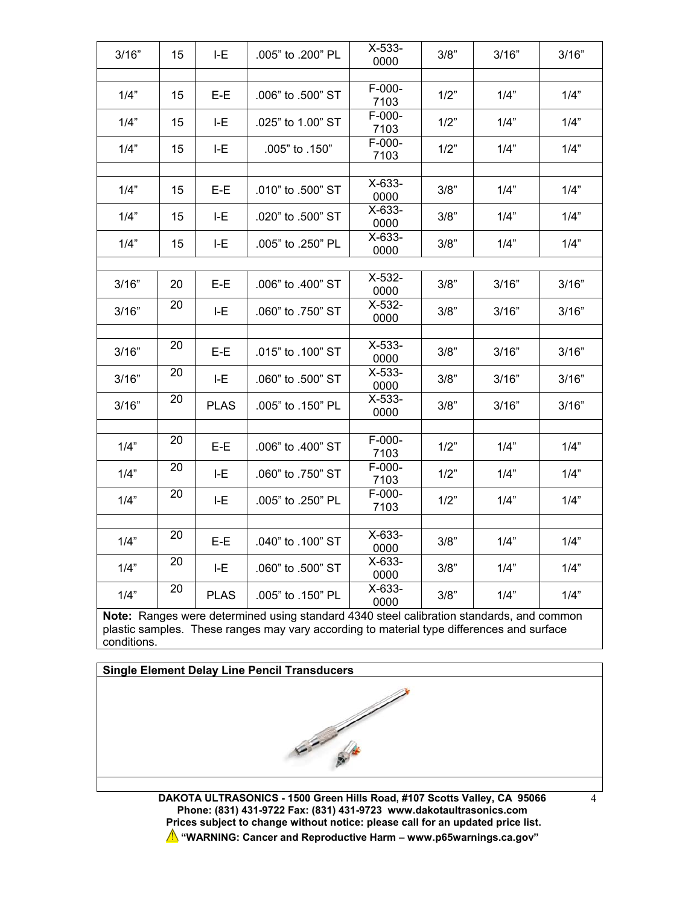| 3/16" | 15 | I-E | .005" to .200" PL | X-533-0000 | 3/8" | 3/16" | 3/16" |
|---|---|---|---|---|---|---|---|
| | | | | | | | |
| 1/4" | 15 | E-E | .006" to .500" ST | F-000-7103 | 1/2" | 1/4" | 1/4" |
| 1/4" | 15 | I-E | .025" to 1.00" ST | F-000-7103 | 1/2" | 1/4" | 1/4" |
| 1/4" | 15 | I-E | .005" to .150" | F-000-7103 | 1/2" | 1/4" | 1/4" |
| | | | | | | | |
| 1/4" | 15 | E-E | .010" to .500" ST | X-633-0000 | 3/8" | 1/4" | 1/4" |
| 1/4" | 15 | I-E | .020" to .500" ST | X-633-0000 | 3/8" | 1/4" | 1/4" |
| 1/4" | 15 | I-E | .005" to .250" PL | X-633-0000 | 3/8" | 1/4" | 1/4" |
| | | | | | | | |
| 3/16" | 20 | E-E | .006" to .400" ST | X-532-0000 | 3/8" | 3/16" | 3/16" |
| 3/16" | 20 | I-E | .060" to .750" ST | X-532-0000 | 3/8" | 3/16" | 3/16" |
| | | | | | | | |
| 3/16" | 20 | E-E | .015" to .100" ST | X-533-0000 | 3/8" | 3/16" | 3/16" |
| 3/16" | 20 | I-E | .060" to .500" ST | X-533-0000 | 3/8" | 3/16" | 3/16" |
| 3/16" | 20 | PLAS | .005" to .150" PL | X-533-0000 | 3/8" | 3/16" | 3/16" |
| | | | | | | | |
| 1/4" | 20 | E-E | .006" to .400" ST | F-000-7103 | 1/2" | 1/4" | 1/4" |
| 1/4" | 20 | I-E | .060" to .750" ST | F-000-7103 | 1/2" | 1/4" | 1/4" |
| 1/4" | 20 | I-E | .005" to .250" PL | F-000-7103 | 1/2" | 1/4" | 1/4" |
| | | | | | | | |
| 1/4" | 20 | E-E | .040" to .100" ST | X-633-0000 | 3/8" | 1/4" | 1/4" |
| 1/4" | 20 | I-E | .060" to .500" ST | X-633-0000 | 3/8" | 1/4" | 1/4" |
| 1/4" | 20 | PLAS | .005" to .150" PL | X-633-0000 | 3/8" | 1/4" | 1/4" |

**Note:** Ranges were determined using standard 4340 steel calibration standards, and common plastic samples. These ranges may vary according to material type differences and surface conditions.

**Single Element Delay Line Pencil Transducers**

**DAKOTA ULTRASONICS - 1500 Green Hills Road, #107 Scotts Valley, CA 95066**
**Phone: (831) 431-9722 Fax: (831) 431-9723 www.dakotaultrasonics.com**
**Prices subject to change without notice: please call for an updated price list.**
**"WARNING: Cancer and Reproductive Harm – www.p65warnings.ca.gov"**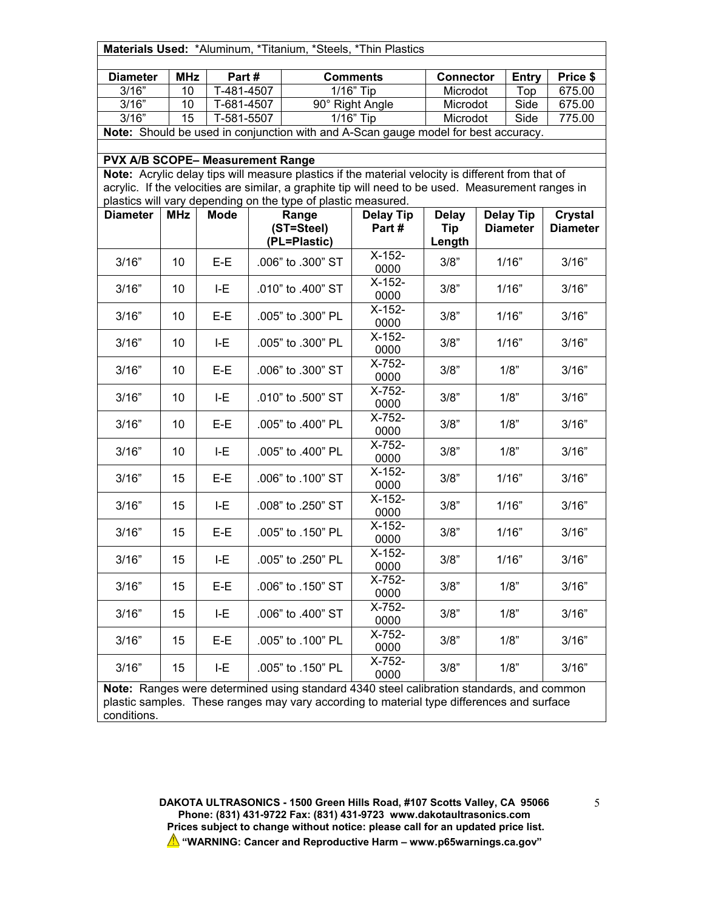**Materials Used:** *Aluminum, *Titanium, *Steels, *Thin Plastics

| Diameter | MHz | Part # | Comments | Connector | Entry | Price $ |
|---|---|---|---|---|---|---|
| 3/16" | 10 | T-481-4507 | 1/16" Tip | Microdot | Top | 675.00 |
| 3/16" | 10 | T-681-4507 | 90° Right Angle | Microdot | Side | 675.00 |
| 3/16" | 15 | T-581-5507 | 1/16" Tip | Microdot | Side | 775.00 |

**Note:** Should be used in conjunction with and A-Scan gauge model for best accuracy.

**PVX A/B SCOPE– Measurement Range**

**Note:** Acrylic delay tips will measure plastics if the material velocity is different from that of acrylic. If the velocities are similar, a graphite tip will need to be used. Measurement ranges in plastics will vary depending on the type of plastic measured.

| Diameter | MHz | Mode | Range (ST=Steel) (PL=Plastic) | Delay Tip Part # | Delay Tip Length | Delay Tip Diameter | Crystal Diameter |
|---|---|---|---|---|---|---|---|
| 3/16" | 10 | E-E | .006" to .300" ST | X-152-0000 | 3/8" | 1/16" | 3/16" |
| 3/16" | 10 | I-E | .010" to .400" ST | X-152-0000 | 3/8" | 1/16" | 3/16" |
| 3/16" | 10 | E-E | .005" to .300" PL | X-152-0000 | 3/8" | 1/16" | 3/16" |
| 3/16" | 10 | I-E | .005" to .300" PL | X-152-0000 | 3/8" | 1/16" | 3/16" |
| 3/16" | 10 | E-E | .006" to .300" ST | X-752-0000 | 3/8" | 1/8" | 3/16" |
| 3/16" | 10 | I-E | .010" to .500" ST | X-752-0000 | 3/8" | 1/8" | 3/16" |
| 3/16" | 10 | E-E | .005" to .400" PL | X-752-0000 | 3/8" | 1/8" | 3/16" |
| 3/16" | 10 | I-E | .005" to .400" PL | X-752-0000 | 3/8" | 1/8" | 3/16" |
| 3/16" | 15 | E-E | .006" to .100" ST | X-152-0000 | 3/8" | 1/16" | 3/16" |
| 3/16" | 15 | I-E | .008" to .250" ST | X-152-0000 | 3/8" | 1/16" | 3/16" |
| 3/16" | 15 | E-E | .005" to .150" PL | X-152-0000 | 3/8" | 1/16" | 3/16" |
| 3/16" | 15 | I-E | .005" to .250" PL | X-152-0000 | 3/8" | 1/16" | 3/16" |
| 3/16" | 15 | E-E | .006" to .150" ST | X-752-0000 | 3/8" | 1/8" | 3/16" |
| 3/16" | 15 | I-E | .006" to .400" ST | X-752-0000 | 3/8" | 1/8" | 3/16" |
| 3/16" | 15 | E-E | .005" to .100" PL | X-752-0000 | 3/8" | 1/8" | 3/16" |
| 3/16" | 15 | I-E | .005" to .150" PL | X-752-0000 | 3/8" | 1/8" | 3/16" |

**Note:** Ranges were determined using standard 4340 steel calibration standards, and common plastic samples. These ranges may vary according to material type differences and surface conditions.

**DAKOTA ULTRASONICS - 1500 Green Hills Road, #107 Scotts Valley, CA 95066**
**Phone: (831) 431-9722 Fax: (831) 431-9723 www.dakotaultrasonics.com**
**Prices subject to change without notice: please call for an updated price list.**
**"WARNING: Cancer and Reproductive Harm – www.p65warnings.ca.gov"**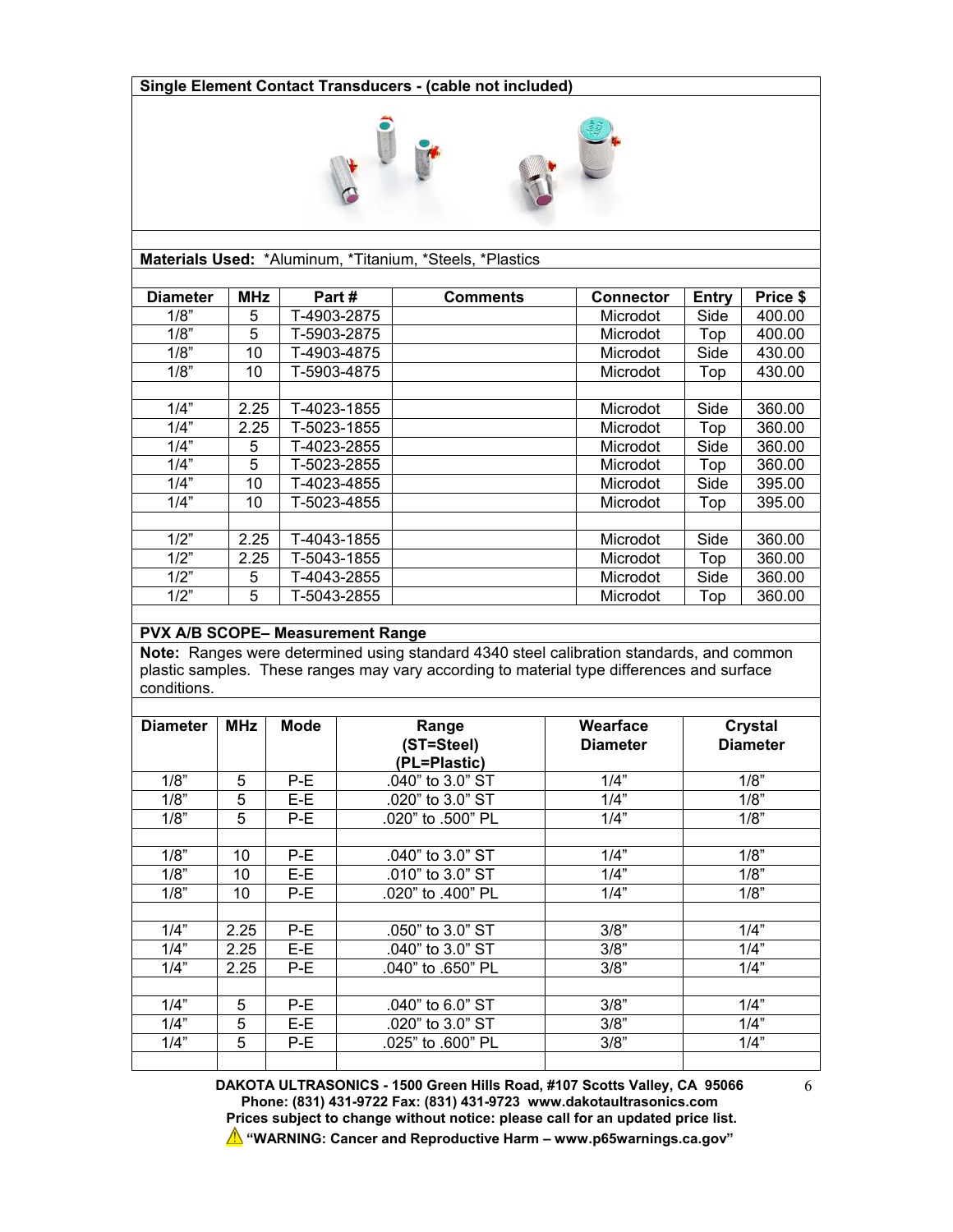## Single Element Contact Transducers - (cable not included)

**Materials Used:** *Aluminum, *Titanium, *Steels, *Plastics

| Diameter | MHz | Part # | Comments | Connector | Entry | Price $ |
|---|---|---|---|---|---|---|
| 1/8" | 5 | T-4903-2875 | | Microdot | Side | 400.00 |
| 1/8" | 5 | T-5903-2875 | | Microdot | Top | 400.00 |
| 1/8" | 10 | T-4903-4875 | | Microdot | Side | 430.00 |
| 1/8" | 10 | T-5903-4875 | | Microdot | Top | 430.00 |
| | | | | | | |
| 1/4" | 2.25 | T-4023-1855 | | Microdot | Side | 360.00 |
| 1/4" | 2.25 | T-5023-1855 | | Microdot | Top | 360.00 |
| 1/4" | 5 | T-4023-2855 | | Microdot | Side | 360.00 |
| 1/4" | 5 | T-5023-2855 | | Microdot | Top | 360.00 |
| 1/4" | 10 | T-4023-4855 | | Microdot | Side | 395.00 |
| 1/4" | 10 | T-5023-4855 | | Microdot | Top | 395.00 |
| | | | | | | |
| 1/2" | 2.25 | T-4043-1855 | | Microdot | Side | 360.00 |
| 1/2" | 2.25 | T-5043-1855 | | Microdot | Top | 360.00 |
| 1/2" | 5 | T-4043-2855 | | Microdot | Side | 360.00 |
| 1/2" | 5 | T-5043-2855 | | Microdot | Top | 360.00 |

## PVX A/B SCOPE– Measurement Range

**Note:** Ranges were determined using standard 4340 steel calibration standards, and common plastic samples. These ranges may vary according to material type differences and surface conditions.

| Diameter | MHz | Mode | Range (ST=Steel) (PL=Plastic) | Wearface Diameter | Crystal Diameter |
|---|---|---|---|---|---|
| 1/8" | 5 | P-E | .040" to 3.0" ST | 1/4" | 1/8" |
| 1/8" | 5 | E-E | .020" to 3.0" ST | 1/4" | 1/8" |
| 1/8" | 5 | P-E | .020" to .500" PL | 1/4" | 1/8" |
| | | | | | |
| 1/8" | 10 | P-E | .040" to 3.0" ST | 1/4" | 1/8" |
| 1/8" | 10 | E-E | .010" to 3.0" ST | 1/4" | 1/8" |
| 1/8" | 10 | P-E | .020" to .400" PL | 1/4" | 1/8" |
| | | | | | |
| 1/4" | 2.25 | P-E | .050" to 3.0" ST | 3/8" | 1/4" |
| 1/4" | 2.25 | E-E | .040" to 3.0" ST | 3/8" | 1/4" |
| 1/4" | 2.25 | P-E | .040" to .650" PL | 3/8" | 1/4" |
| | | | | | |
| 1/4" | 5 | P-E | .040" to 6.0" ST | 3/8" | 1/4" |
| 1/4" | 5 | E-E | .020" to 3.0" ST | 3/8" | 1/4" |
| 1/4" | 5 | P-E | .025" to .600" PL | 3/8" | 1/4" |

**DAKOTA ULTRASONICS - 1500 Green Hills Road, #107 Scotts Valley, CA 95066**
**Phone: (831) 431-9722 Fax: (831) 431-9723 www.dakotaultrasonics.com**
**Prices subject to change without notice: please call for an updated price list.**
**"WARNING: Cancer and Reproductive Harm – www.p65warnings.ca.gov"**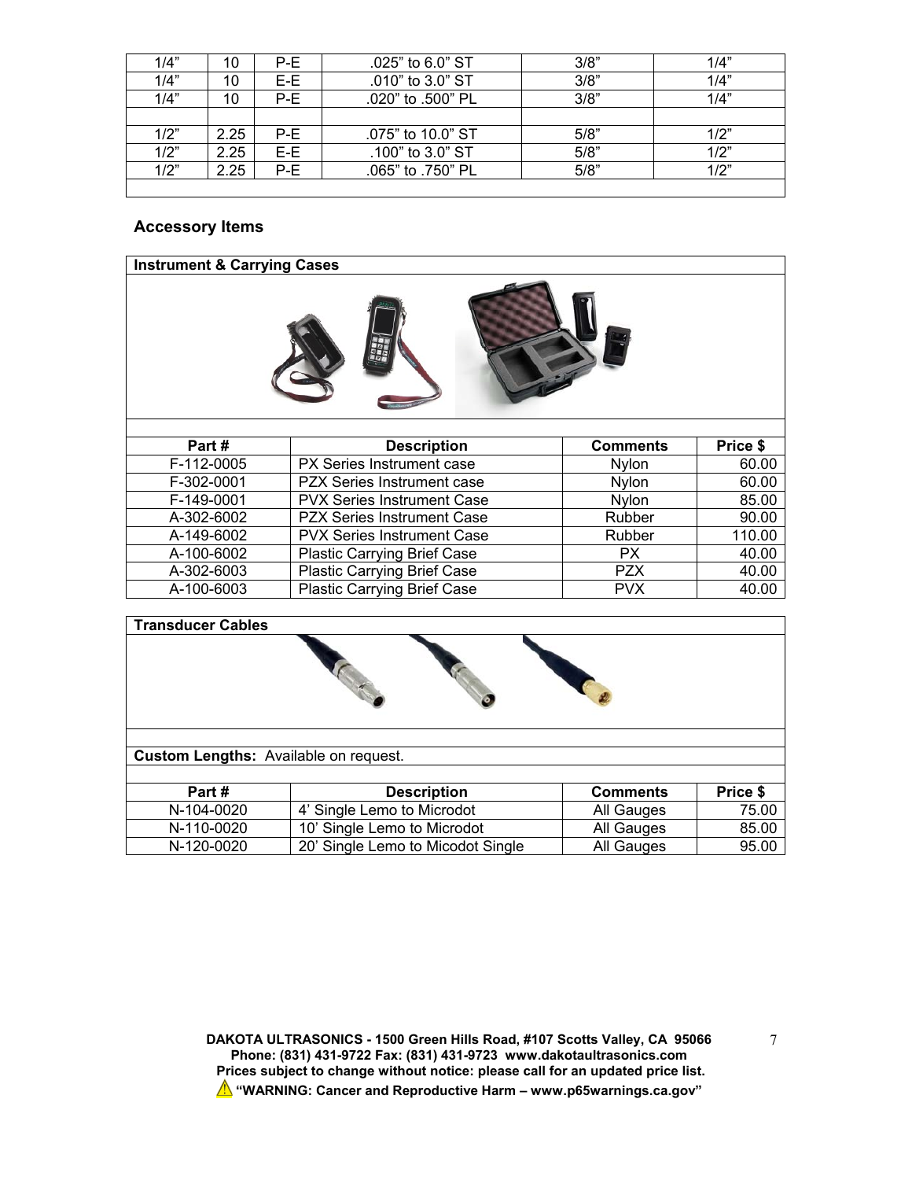| | | | | | |
|---|---|---|---|---|---|
| 1/4" | 10 | P-E | .025" to 6.0" ST | 3/8" | 1/4" |
| 1/4" | 10 | E-E | .010" to 3.0" ST | 3/8" | 1/4" |
| 1/4" | 10 | P-E | .020" to .500" PL | 3/8" | 1/4" |
| | | | | | |
| 1/2" | 2.25 | P-E | .075" to 10.0" ST | 5/8" | 1/2" |
| 1/2" | 2.25 | E-E | .100" to 3.0" ST | 5/8" | 1/2" |
| 1/2" | 2.25 | P-E | .065" to .750" PL | 5/8" | 1/2" |

### Accessory Items

**Instrument & Carrying Cases**

| Part # | Description | Comments | Price $ |
|---|---|---|---|
| F-112-0005 | PX Series Instrument case | Nylon | 60.00 |
| F-302-0001 | PZX Series Instrument case | Nylon | 60.00 |
| F-149-0001 | PVX Series Instrument Case | Nylon | 85.00 |
| A-302-6002 | PZX Series Instrument Case | Rubber | 90.00 |
| A-149-6002 | PVX Series Instrument Case | Rubber | 110.00 |
| A-100-6002 | Plastic Carrying Brief Case | PX | 40.00 |
| A-302-6003 | Plastic Carrying Brief Case | PZX | 40.00 |
| A-100-6003 | Plastic Carrying Brief Case | PVX | 40.00 |

**Transducer Cables**

**Custom Lengths:** Available on request.

| Part # | Description | Comments | Price $ |
|---|---|---|---|
| N-104-0020 | 4' Single Lemo to Microdot | All Gauges | 75.00 |
| N-110-0020 | 10' Single Lemo to Microdot | All Gauges | 85.00 |
| N-120-0020 | 20' Single Lemo to Micodot Single | All Gauges | 95.00 |

**DAKOTA ULTRASONICS - 1500 Green Hills Road, #107 Scotts Valley, CA 95066**
**Phone: (831) 431-9722 Fax: (831) 431-9723 www.dakotaultrasonics.com**
**Prices subject to change without notice: please call for an updated price list.**
**"WARNING: Cancer and Reproductive Harm – www.p65warnings.ca.gov"**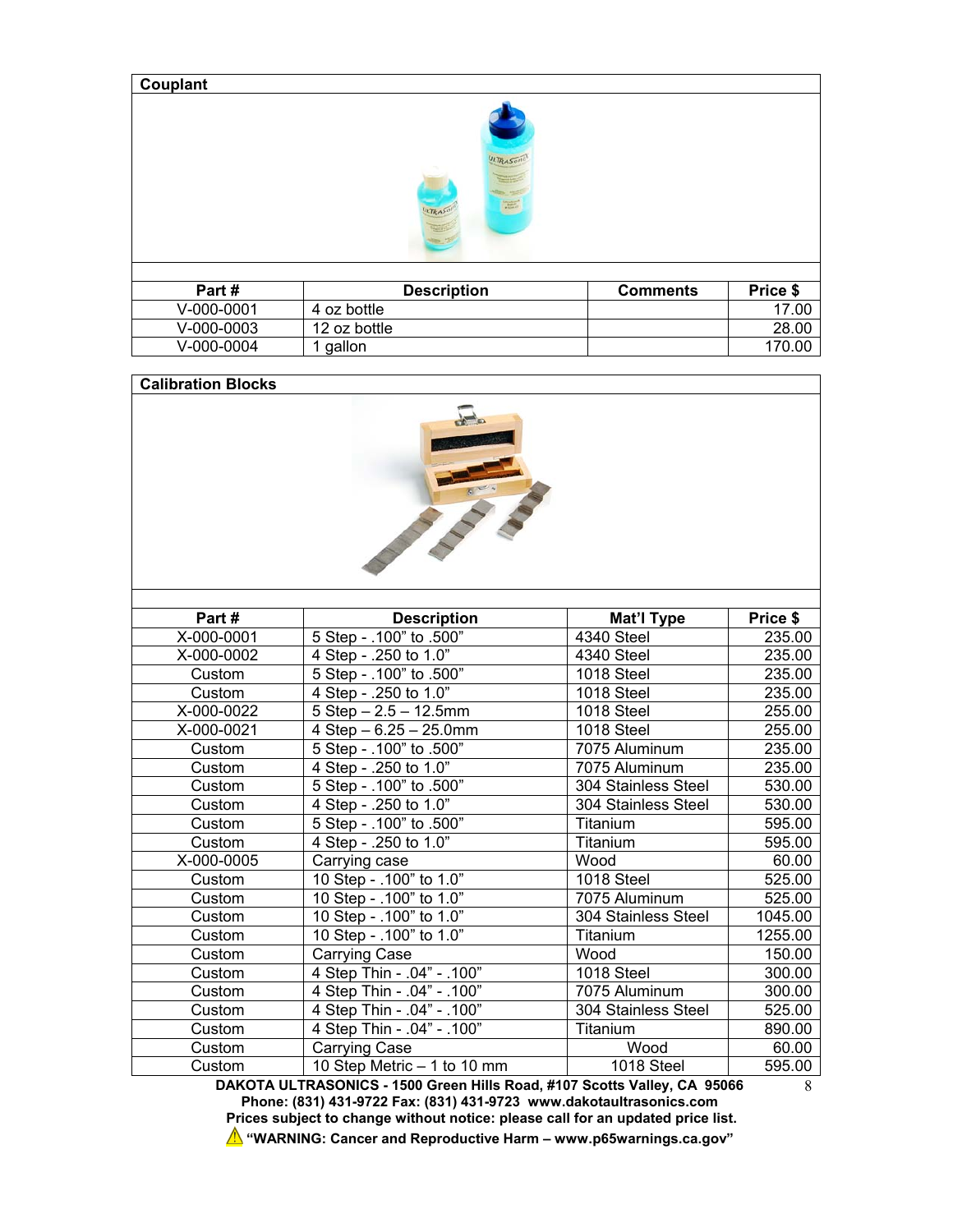## Couplant

| Part # | Description | Comments | Price $ |
|---|---|---|---|
| V-000-0001 | 4 oz bottle | | 17.00 |
| V-000-0003 | 12 oz bottle | | 28.00 |
| V-000-0004 | 1 gallon | | 170.00 |

## Calibration Blocks

| Part # | Description | Mat'l Type | Price $ |
|---|---|---|---|
| X-000-0001 | 5 Step - .100" to .500" | 4340 Steel | 235.00 |
| X-000-0002 | 4 Step - .250 to 1.0" | 4340 Steel | 235.00 |
| Custom | 5 Step - .100" to .500" | 1018 Steel | 235.00 |
| Custom | 4 Step - .250 to 1.0" | 1018 Steel | 235.00 |
| X-000-0022 | 5 Step – 2.5 – 12.5mm | 1018 Steel | 255.00 |
| X-000-0021 | 4 Step – 6.25 – 25.0mm | 1018 Steel | 255.00 |
| Custom | 5 Step - .100" to .500" | 7075 Aluminum | 235.00 |
| Custom | 4 Step - .250 to 1.0" | 7075 Aluminum | 235.00 |
| Custom | 5 Step - .100" to .500" | 304 Stainless Steel | 530.00 |
| Custom | 4 Step - .250 to 1.0" | 304 Stainless Steel | 530.00 |
| Custom | 5 Step - .100" to .500" | Titanium | 595.00 |
| Custom | 4 Step - .250 to 1.0" | Titanium | 595.00 |
| X-000-0005 | Carrying case | Wood | 60.00 |
| Custom | 10 Step - .100" to 1.0" | 1018 Steel | 525.00 |
| Custom | 10 Step - .100" to 1.0" | 7075 Aluminum | 525.00 |
| Custom | 10 Step - .100" to 1.0" | 304 Stainless Steel | 1045.00 |
| Custom | 10 Step - .100" to 1.0" | Titanium | 1255.00 |
| Custom | Carrying Case | Wood | 150.00 |
| Custom | 4 Step Thin - .04" - .100" | 1018 Steel | 300.00 |
| Custom | 4 Step Thin - .04" - .100" | 7075 Aluminum | 300.00 |
| Custom | 4 Step Thin - .04" - .100" | 304 Stainless Steel | 525.00 |
| Custom | 4 Step Thin - .04" - .100" | Titanium | 890.00 |
| Custom | Carrying Case | Wood | 60.00 |
| Custom | 10 Step Metric – 1 to 10 mm | 1018 Steel | 595.00 |

**DAKOTA ULTRASONICS - 1500 Green Hills Road, #107 Scotts Valley, CA 95066**
**Phone: (831) 431-9722 Fax: (831) 431-9723 www.dakotaultrasonics.com**
**Prices subject to change without notice: please call for an updated price list.**
**"WARNING: Cancer and Reproductive Harm – www.p65warnings.ca.gov"**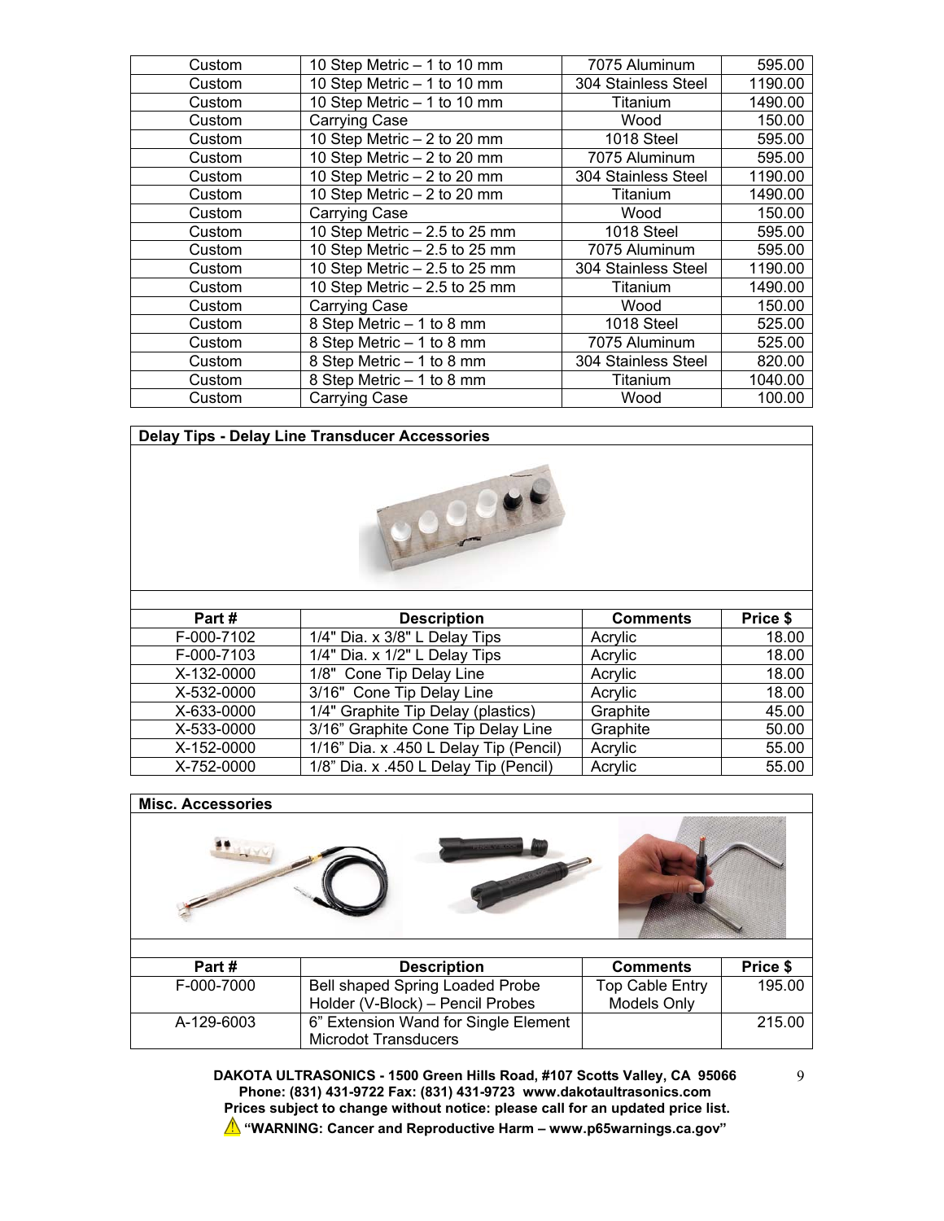| | | | |
|---|---|---|---|
| Custom | 10 Step Metric – 1 to 10 mm | 7075 Aluminum | 595.00 |
| Custom | 10 Step Metric – 1 to 10 mm | 304 Stainless Steel | 1190.00 |
| Custom | 10 Step Metric – 1 to 10 mm | Titanium | 1490.00 |
| Custom | Carrying Case | Wood | 150.00 |
| Custom | 10 Step Metric – 2 to 20 mm | 1018 Steel | 595.00 |
| Custom | 10 Step Metric – 2 to 20 mm | 7075 Aluminum | 595.00 |
| Custom | 10 Step Metric – 2 to 20 mm | 304 Stainless Steel | 1190.00 |
| Custom | 10 Step Metric – 2 to 20 mm | Titanium | 1490.00 |
| Custom | Carrying Case | Wood | 150.00 |
| Custom | 10 Step Metric – 2.5 to 25 mm | 1018 Steel | 595.00 |
| Custom | 10 Step Metric – 2.5 to 25 mm | 7075 Aluminum | 595.00 |
| Custom | 10 Step Metric – 2.5 to 25 mm | 304 Stainless Steel | 1190.00 |
| Custom | 10 Step Metric – 2.5 to 25 mm | Titanium | 1490.00 |
| Custom | Carrying Case | Wood | 150.00 |
| Custom | 8 Step Metric – 1 to 8 mm | 1018 Steel | 525.00 |
| Custom | 8 Step Metric – 1 to 8 mm | 7075 Aluminum | 525.00 |
| Custom | 8 Step Metric – 1 to 8 mm | 304 Stainless Steel | 820.00 |
| Custom | 8 Step Metric – 1 to 8 mm | Titanium | 1040.00 |
| Custom | Carrying Case | Wood | 100.00 |

**Delay Tips - Delay Line Transducer Accessories**

| Part # | Description | Comments | Price $ |
|---|---|---|---|
| F-000-7102 | 1/4" Dia. x 3/8" L Delay Tips | Acrylic | 18.00 |
| F-000-7103 | 1/4" Dia. x 1/2" L Delay Tips | Acrylic | 18.00 |
| X-132-0000 | 1/8" Cone Tip Delay Line | Acrylic | 18.00 |
| X-532-0000 | 3/16" Cone Tip Delay Line | Acrylic | 18.00 |
| X-633-0000 | 1/4" Graphite Tip Delay (plastics) | Graphite | 45.00 |
| X-533-0000 | 3/16" Graphite Cone Tip Delay Line | Graphite | 50.00 |
| X-152-0000 | 1/16" Dia. x .450 L Delay Tip (Pencil) | Acrylic | 55.00 |
| X-752-0000 | 1/8" Dia. x .450 L Delay Tip (Pencil) | Acrylic | 55.00 |

**Misc. Accessories**

| Part # | Description | Comments | Price $ |
|---|---|---|---|
| F-000-7000 | Bell shaped Spring Loaded Probe Holder (V-Block) – Pencil Probes | Top Cable Entry Models Only | 195.00 |
| A-129-6003 | 6" Extension Wand for Single Element Microdot Transducers | | 215.00 |

**DAKOTA ULTRASONICS - 1500 Green Hills Road, #107 Scotts Valley, CA 95066**
**Phone: (831) 431-9722 Fax: (831) 431-9723 www.dakotaultrasonics.com**
**Prices subject to change without notice: please call for an updated price list.**
**"WARNING: Cancer and Reproductive Harm – www.p65warnings.ca.gov"**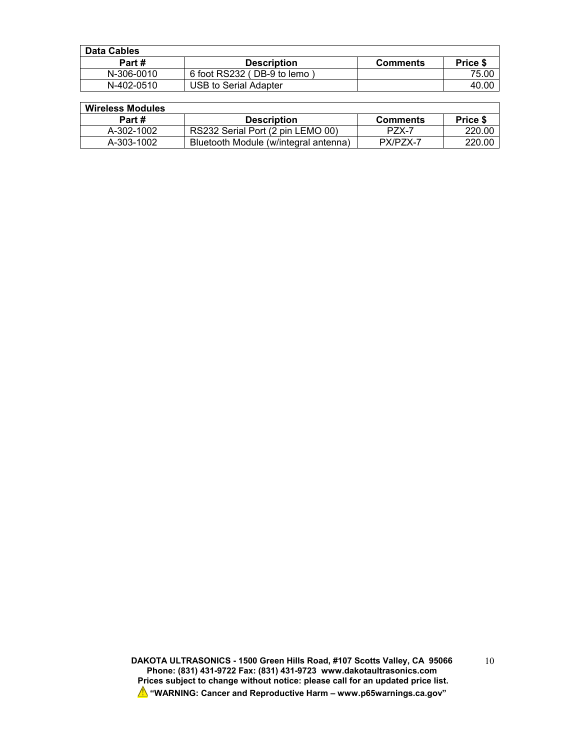| Data Cables | | | |
| --- | --- | --- | --- |
| **Part #** | **Description** | **Comments** | **Price $** |
| N-306-0010 | 6 foot RS232 ( DB-9 to lemo ) | | 75.00 |
| N-402-0510 | USB to Serial Adapter | | 40.00 |

| Wireless Modules | | | |
| --- | --- | --- | --- |
| **Part #** | **Description** | **Comments** | **Price $** |
| A-302-1002 | RS232 Serial Port (2 pin LEMO 00) | PZX-7 | 220.00 |
| A-303-1002 | Bluetooth Module (w/integral antenna) | PX/PZX-7 | 220.00 |

**DAKOTA ULTRASONICS - 1500 Green Hills Road, #107 Scotts Valley, CA 95066**
**Phone: (831) 431-9722 Fax: (831) 431-9723 www.dakotaultrasonics.com**
**Prices subject to change without notice: please call for an updated price list.**
**⚠ "WARNING: Cancer and Reproductive Harm – www.p65warnings.ca.gov"**